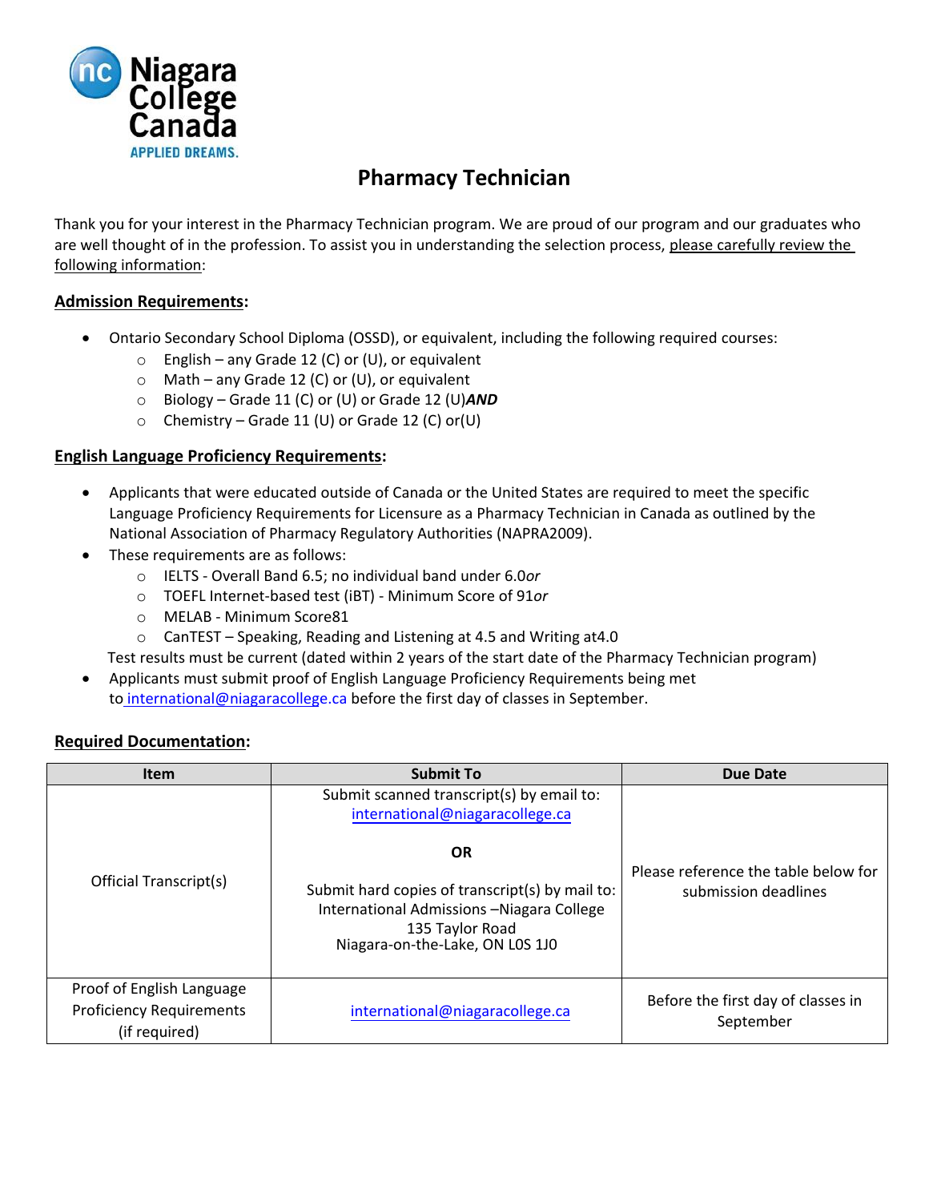Niagara College Canada
APPLIED DREAMS.

# Pharmacy Technician

Thank you for your interest in the Pharmacy Technician program. We are proud of our program and our graduates who are well thought of in the profession. To assist you in understanding the selection process, please carefully review the following information:

## Admission Requirements:

- Ontario Secondary School Diploma (OSSD), or equivalent, including the following required courses:
  - English – any Grade 12 (C) or (U), or equivalent
  - Math – any Grade 12 (C) or (U), or equivalent
  - Biology – Grade 11 (C) or (U) or Grade 12 (U)***AND***
  - Chemistry – Grade 11 (U) or Grade 12 (C) or(U)

## English Language Proficiency Requirements:

- Applicants that were educated outside of Canada or the United States are required to meet the specific Language Proficiency Requirements for Licensure as a Pharmacy Technician in Canada as outlined by the National Association of Pharmacy Regulatory Authorities (NAPRA2009).
- These requirements are as follows:
  - IELTS - Overall Band 6.5; no individual band under 6.0*or*
  - TOEFL Internet-based test (iBT) - Minimum Score of 91*or*
  - MELAB - Minimum Score81
  - CanTEST – Speaking, Reading and Listening at 4.5 and Writing at4.0

  Test results must be current (dated within 2 years of the start date of the Pharmacy Technician program)
- Applicants must submit proof of English Language Proficiency Requirements being met to international@niagaracollege.ca before the first day of classes in September.

## Required Documentation:

| Item | Submit To | Due Date |
|---|---|---|
| Official Transcript(s) | Submit scanned transcript(s) by email to: international@niagaracollege.ca<br><br>**OR**<br><br>Submit hard copies of transcript(s) by mail to: International Admissions –Niagara College<br>135 Taylor Road<br>Niagara-on-the-Lake, ON L0S 1J0 | Please reference the table below for submission deadlines |
| Proof of English Language Proficiency Requirements (if required) | international@niagaracollege.ca | Before the first day of classes in September |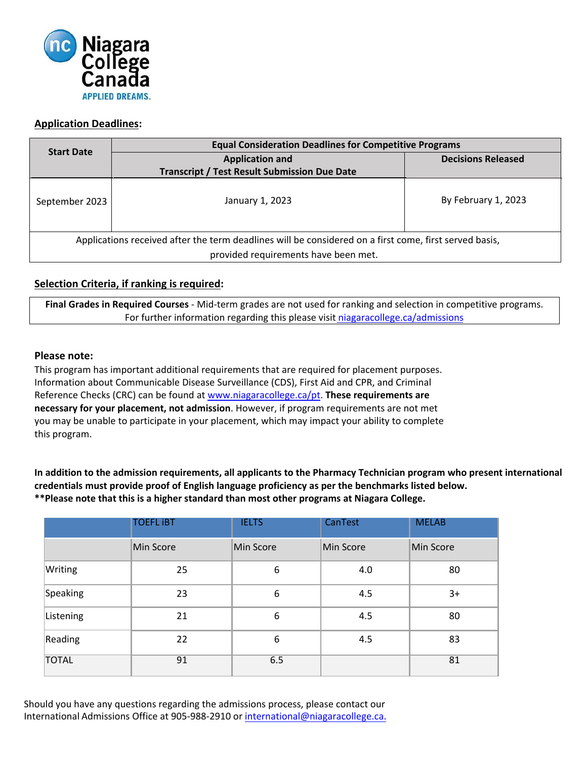Niagara College Canada
APPLIED DREAMS.

**Application Deadlines:**

| Start Date | Equal Consideration Deadlines for Competitive Programs | |
|---|---|---|
| | Application and Transcript / Test Result Submission Due Date | Decisions Released |
| September 2023 | January 1, 2023 | By February 1, 2023 |
| Applications received after the term deadlines will be considered on a first come, first served basis, provided requirements have been met. | | |

**Selection Criteria, if ranking is required:**

**Final Grades in Required Courses** - Mid-term grades are not used for ranking and selection in competitive programs. For further information regarding this please visit [niagaracollege.ca/admissions](niagaracollege.ca/admissions)

**Please note:**

This program has important additional requirements that are required for placement purposes. Information about Communicable Disease Surveillance (CDS), First Aid and CPR, and Criminal Reference Checks (CRC) can be found at [www.niagaracollege.ca/pt](www.niagaracollege.ca/pt). **These requirements are necessary for your placement, not admission**. However, if program requirements are not met you may be unable to participate in your placement, which may impact your ability to complete this program.

**In addition to the admission requirements, all applicants to the Pharmacy Technician program who present international credentials must provide proof of English language proficiency as per the benchmarks listed below.**
****Please note that this is a higher standard than most other programs at Niagara College.**

| | TOEFL iBT | IELTS | CanTest | MELAB |
|---|---|---|---|---|
| | Min Score | Min Score | Min Score | Min Score |
| Writing | 25 | 6 | 4.0 | 80 |
| Speaking | 23 | 6 | 4.5 | 3+ |
| Listening | 21 | 6 | 4.5 | 80 |
| Reading | 22 | 6 | 4.5 | 83 |
| TOTAL | 91 | 6.5 | | 81 |

Should you have any questions regarding the admissions process, please contact our International Admissions Office at 905-988-2910 or [international@niagaracollege.ca.](mailto:international@niagaracollege.ca)